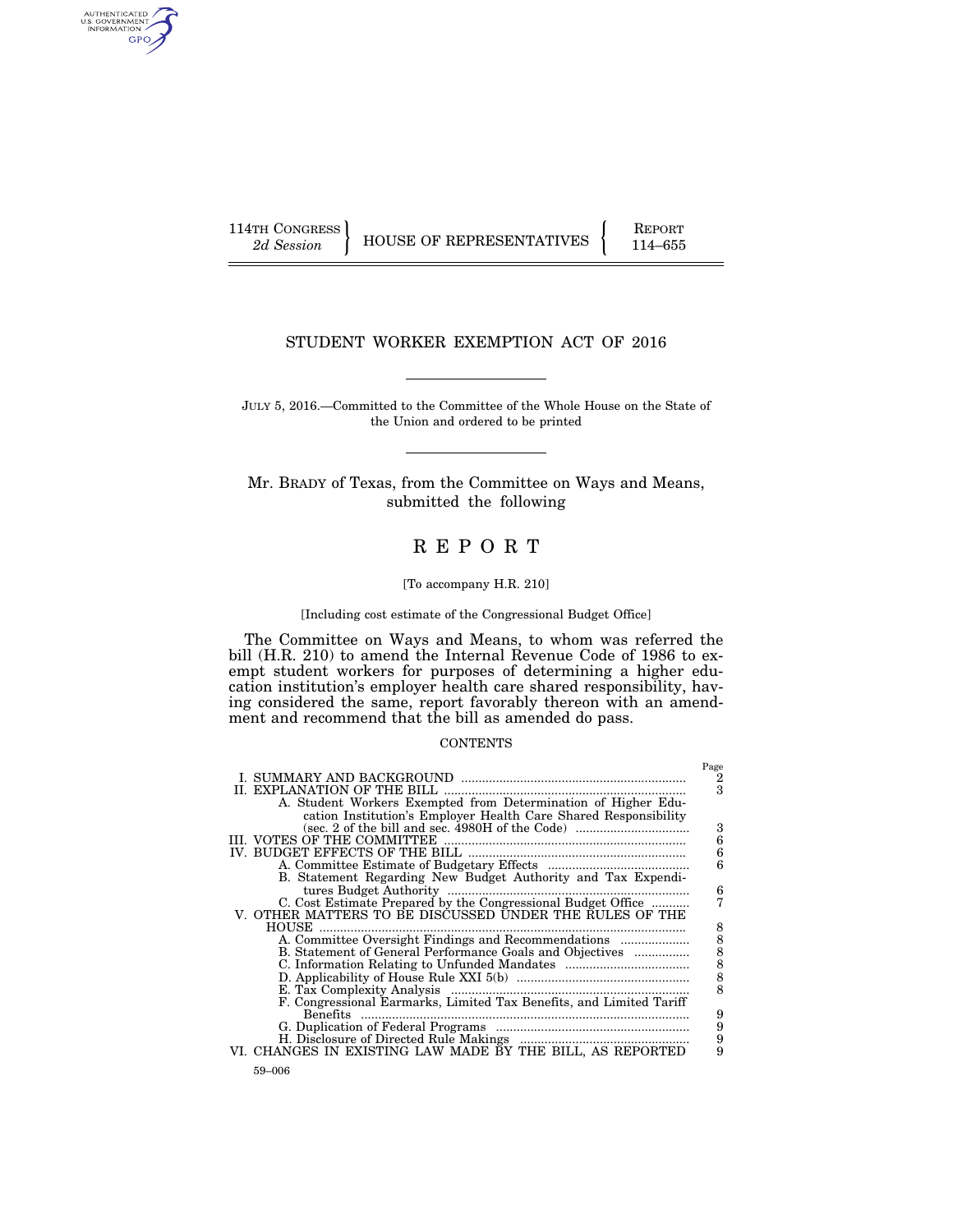114TH CONGRESS
*2d Session*

HOUSE OF REPRESENTATIVES

REPORT
114–655

# STUDENT WORKER EXEMPTION ACT OF 2016

JULY 5, 2016.—Committed to the Committee of the Whole House on the State of the Union and ordered to be printed

Mr. BRADY of Texas, from the Committee on Ways and Means, submitted the following

# R E P O R T

[To accompany H.R. 210]

[Including cost estimate of the Congressional Budget Office]

The Committee on Ways and Means, to whom was referred the bill (H.R. 210) to amend the Internal Revenue Code of 1986 to exempt student workers for purposes of determining a higher education institution's employer health care shared responsibility, having considered the same, report favorably thereon with an amendment and recommend that the bill as amended do pass.

## CONTENTS

| | Page |
|---|---|
| I. SUMMARY AND BACKGROUND | 2 |
| II. EXPLANATION OF THE BILL | 3 |
| A. Student Workers Exempted from Determination of Higher Education Institution's Employer Health Care Shared Responsibility (sec. 2 of the bill and sec. 4980H of the Code) | 3 |
| III. VOTES OF THE COMMITTEE | 6 |
| IV. BUDGET EFFECTS OF THE BILL | 6 |
| A. Committee Estimate of Budgetary Effects | 6 |
| B. Statement Regarding New Budget Authority and Tax Expenditures Budget Authority | 6 |
| C. Cost Estimate Prepared by the Congressional Budget Office | 7 |
| V. OTHER MATTERS TO BE DISCUSSED UNDER THE RULES OF THE HOUSE | 8 |
| A. Committee Oversight Findings and Recommendations | 8 |
| B. Statement of General Performance Goals and Objectives | 8 |
| C. Information Relating to Unfunded Mandates | 8 |
| D. Applicability of House Rule XXI 5(b) | 8 |
| E. Tax Complexity Analysis | 8 |
| F. Congressional Earmarks, Limited Tax Benefits, and Limited Tariff Benefits | 9 |
| G. Duplication of Federal Programs | 9 |
| H. Disclosure of Directed Rule Makings | 9 |
| VI. CHANGES IN EXISTING LAW MADE BY THE BILL, AS REPORTED | 9 |

59–006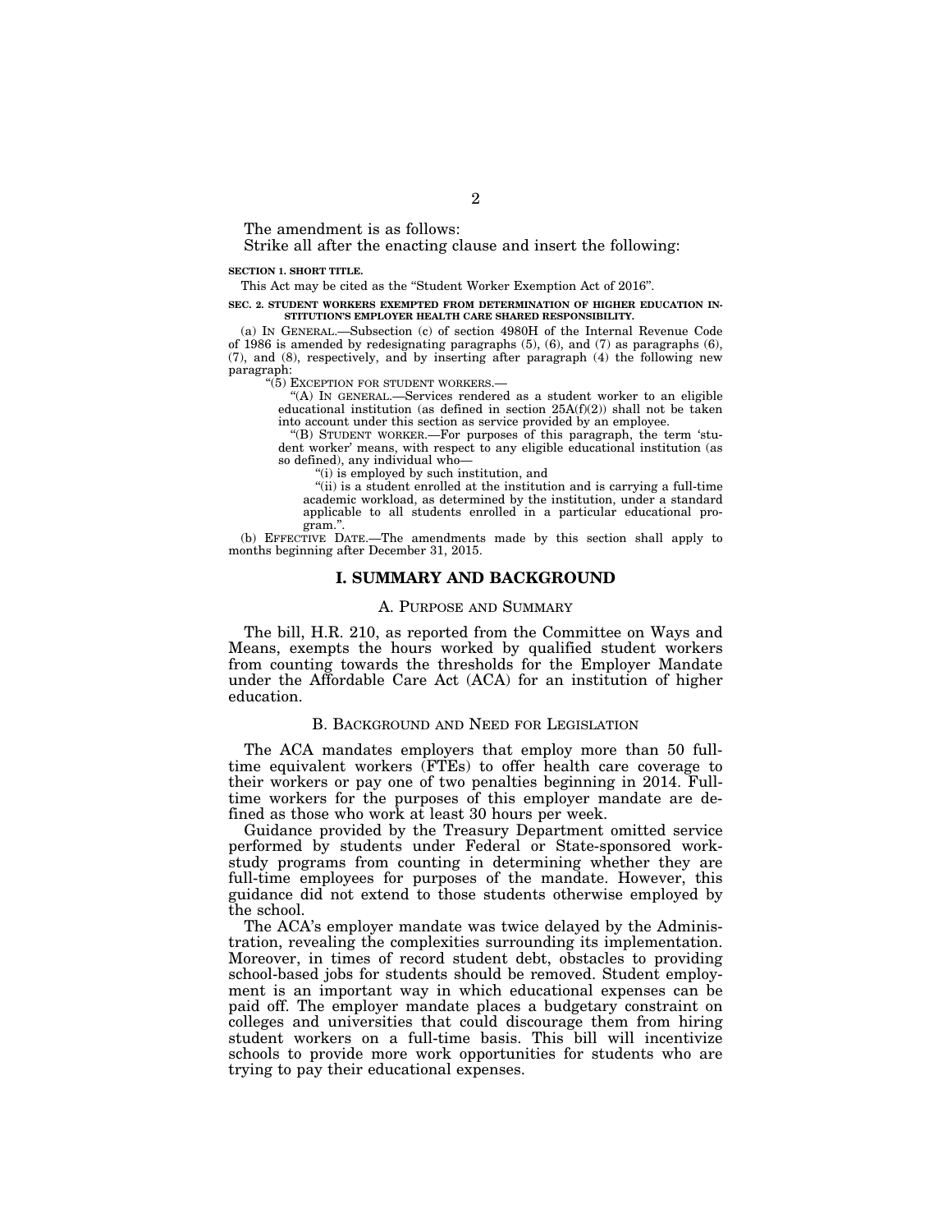The amendment is as follows:

Strike all after the enacting clause and insert the following:

**SECTION 1. SHORT TITLE.**

This Act may be cited as the "Student Worker Exemption Act of 2016".

**SEC. 2. STUDENT WORKERS EXEMPTED FROM DETERMINATION OF HIGHER EDUCATION INSTITUTION'S EMPLOYER HEALTH CARE SHARED RESPONSIBILITY.**

(a) IN GENERAL.—Subsection (c) of section 4980H of the Internal Revenue Code of 1986 is amended by redesignating paragraphs (5), (6), and (7) as paragraphs (6), (7), and (8), respectively, and by inserting after paragraph (4) the following new paragraph:

"(5) EXCEPTION FOR STUDENT WORKERS.—

"(A) IN GENERAL.—Services rendered as a student worker to an eligible educational institution (as defined in section 25A(f)(2)) shall not be taken into account under this section as service provided by an employee.

"(B) STUDENT WORKER.—For purposes of this paragraph, the term 'student worker' means, with respect to any eligible educational institution (as so defined), any individual who—

"(i) is employed by such institution, and

"(ii) is a student enrolled at the institution and is carrying a full-time academic workload, as determined by the institution, under a standard applicable to all students enrolled in a particular educational program.".

(b) EFFECTIVE DATE.—The amendments made by this section shall apply to months beginning after December 31, 2015.

## I. SUMMARY AND BACKGROUND

### A. PURPOSE AND SUMMARY

The bill, H.R. 210, as reported from the Committee on Ways and Means, exempts the hours worked by qualified student workers from counting towards the thresholds for the Employer Mandate under the Affordable Care Act (ACA) for an institution of higher education.

### B. BACKGROUND AND NEED FOR LEGISLATION

The ACA mandates employers that employ more than 50 full-time equivalent workers (FTEs) to offer health care coverage to their workers or pay one of two penalties beginning in 2014. Full-time workers for the purposes of this employer mandate are defined as those who work at least 30 hours per week.

Guidance provided by the Treasury Department omitted service performed by students under Federal or State-sponsored work-study programs from counting in determining whether they are full-time employees for purposes of the mandate. However, this guidance did not extend to those students otherwise employed by the school.

The ACA's employer mandate was twice delayed by the Administration, revealing the complexities surrounding its implementation. Moreover, in times of record student debt, obstacles to providing school-based jobs for students should be removed. Student employment is an important way in which educational expenses can be paid off. The employer mandate places a budgetary constraint on colleges and universities that could discourage them from hiring student workers on a full-time basis. This bill will incentivize schools to provide more work opportunities for students who are trying to pay their educational expenses.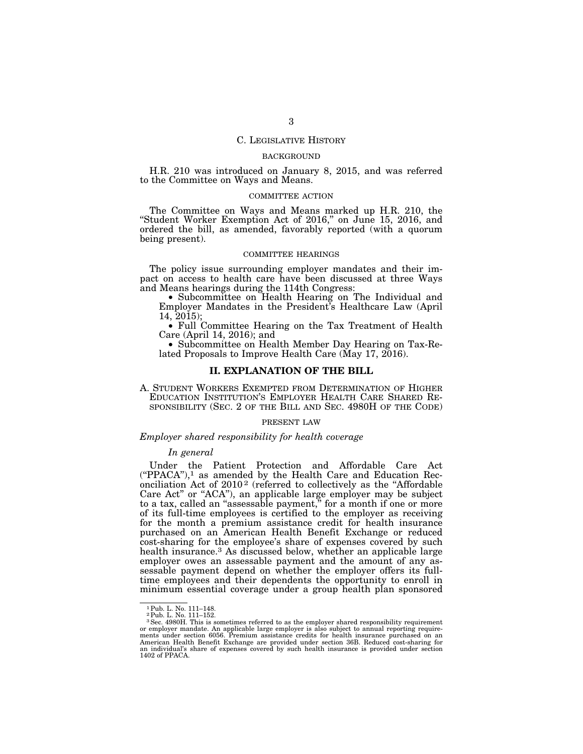## C. LEGISLATIVE HISTORY

### BACKGROUND

H.R. 210 was introduced on January 8, 2015, and was referred to the Committee on Ways and Means.

### COMMITTEE ACTION

The Committee on Ways and Means marked up H.R. 210, the "Student Worker Exemption Act of 2016," on June 15, 2016, and ordered the bill, as amended, favorably reported (with a quorum being present).

### COMMITTEE HEARINGS

The policy issue surrounding employer mandates and their impact on access to health care have been discussed at three Ways and Means hearings during the 114th Congress:

- Subcommittee on Health Hearing on The Individual and Employer Mandates in the President's Healthcare Law (April 14, 2015);
- Full Committee Hearing on the Tax Treatment of Health Care (April 14, 2016); and
- Subcommittee on Health Member Day Hearing on Tax-Related Proposals to Improve Health Care (May 17, 2016).

# II. EXPLANATION OF THE BILL

## A. STUDENT WORKERS EXEMPTED FROM DETERMINATION OF HIGHER EDUCATION INSTITUTION'S EMPLOYER HEALTH CARE SHARED RESPONSIBILITY (SEC. 2 OF THE BILL AND SEC. 4980H OF THE CODE)

### PRESENT LAW

*Employer shared responsibility for health coverage*

*In general*

Under the Patient Protection and Affordable Care Act ("PPACA"),[1] as amended by the Health Care and Education Reconciliation Act of 2010[2] (referred to collectively as the "Affordable Care Act" or "ACA"), an applicable large employer may be subject to a tax, called an "assessable payment," for a month if one or more of its full-time employees is certified to the employer as receiving for the month a premium assistance credit for health insurance purchased on an American Health Benefit Exchange or reduced cost-sharing for the employee's share of expenses covered by such health insurance.[3] As discussed below, whether an applicable large employer owes an assessable payment and the amount of any assessable payment depend on whether the employer offers its full-time employees and their dependents the opportunity to enroll in minimum essential coverage under a group health plan sponsored

[1] Pub. L. No. 111–148.

[2] Pub. L. No. 111–152.

[3] Sec. 4980H. This is sometimes referred to as the employer shared responsibility requirement or employer mandate. An applicable large employer is also subject to annual reporting requirements under section 6056. Premium assistance credits for health insurance purchased on an American Health Benefit Exchange are provided under section 36B. Reduced cost-sharing for an individual's share of expenses covered by such health insurance is provided under section 1402 of PPACA.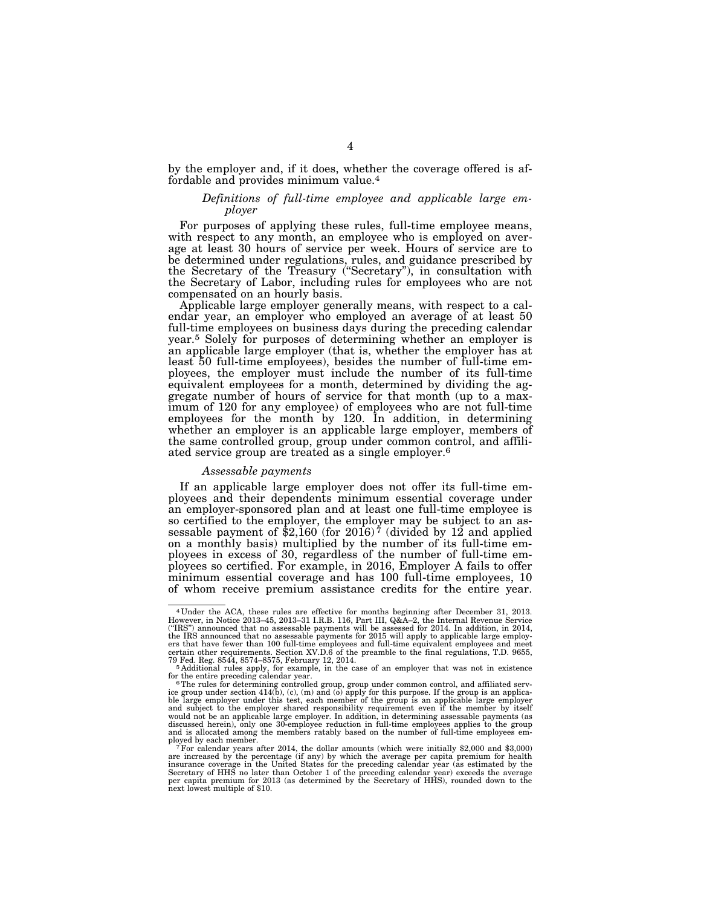by the employer and, if it does, whether the coverage offered is affordable and provides minimum value.[4]

*Definitions of full-time employee and applicable large employer*

For purposes of applying these rules, full-time employee means, with respect to any month, an employee who is employed on average at least 30 hours of service per week. Hours of service are to be determined under regulations, rules, and guidance prescribed by the Secretary of the Treasury ("Secretary"), in consultation with the Secretary of Labor, including rules for employees who are not compensated on an hourly basis.

Applicable large employer generally means, with respect to a calendar year, an employer who employed an average of at least 50 full-time employees on business days during the preceding calendar year.[5] Solely for purposes of determining whether an employer is an applicable large employer (that is, whether the employer has at least 50 full-time employees), besides the number of full-time employees, the employer must include the number of its full-time equivalent employees for a month, determined by dividing the aggregate number of hours of service for that month (up to a maximum of 120 for any employee) of employees who are not full-time employees for the month by 120. In addition, in determining whether an employer is an applicable large employer, members of the same controlled group, group under common control, and affiliated service group are treated as a single employer.[6]

*Assessable payments*

If an applicable large employer does not offer its full-time employees and their dependents minimum essential coverage under an employer-sponsored plan and at least one full-time employee is so certified to the employer, the employer may be subject to an assessable payment of $2,160 (for 2016)[7] (divided by 12 and applied on a monthly basis) multiplied by the number of its full-time employees in excess of 30, regardless of the number of full-time employees so certified. For example, in 2016, Employer A fails to offer minimum essential coverage and has 100 full-time employees, 10 of whom receive premium assistance credits for the entire year.

---

[4] Under the ACA, these rules are effective for months beginning after December 31, 2013. However, in Notice 2013–45, 2013–31 I.R.B. 116, Part III, Q&A–2, the Internal Revenue Service ("IRS") announced that no assessable payments will be assessed for 2014. In addition, in 2014, the IRS announced that no assessable payments for 2015 will apply to applicable large employers that have fewer than 100 full-time employees and full-time equivalent employees and meet certain other requirements. Section XV.D.6 of the preamble to the final regulations, T.D. 9655, 79 Fed. Reg. 8544, 8574–8575, February 12, 2014.

[5] Additional rules apply, for example, in the case of an employer that was not in existence for the entire preceding calendar year.

[6] The rules for determining controlled group, group under common control, and affiliated service group under section 414(b), (c), (m) and (o) apply for this purpose. If the group is an applicable large employer under this test, each member of the group is an applicable large employer and subject to the employer shared responsibility requirement even if the member by itself would not be an applicable large employer. In addition, in determining assessable payments (as discussed herein), only one 30-employee reduction in full-time employees applies to the group and is allocated among the members ratably based on the number of full-time employees employed by each member.

[7] For calendar years after 2014, the dollar amounts (which were initially $2,000 and $3,000) are increased by the percentage (if any) by which the average per capita premium for health insurance coverage in the United States for the preceding calendar year (as estimated by the Secretary of HHS no later than October 1 of the preceding calendar year) exceeds the average per capita premium for 2013 (as determined by the Secretary of HHS), rounded down to the next lowest multiple of $10.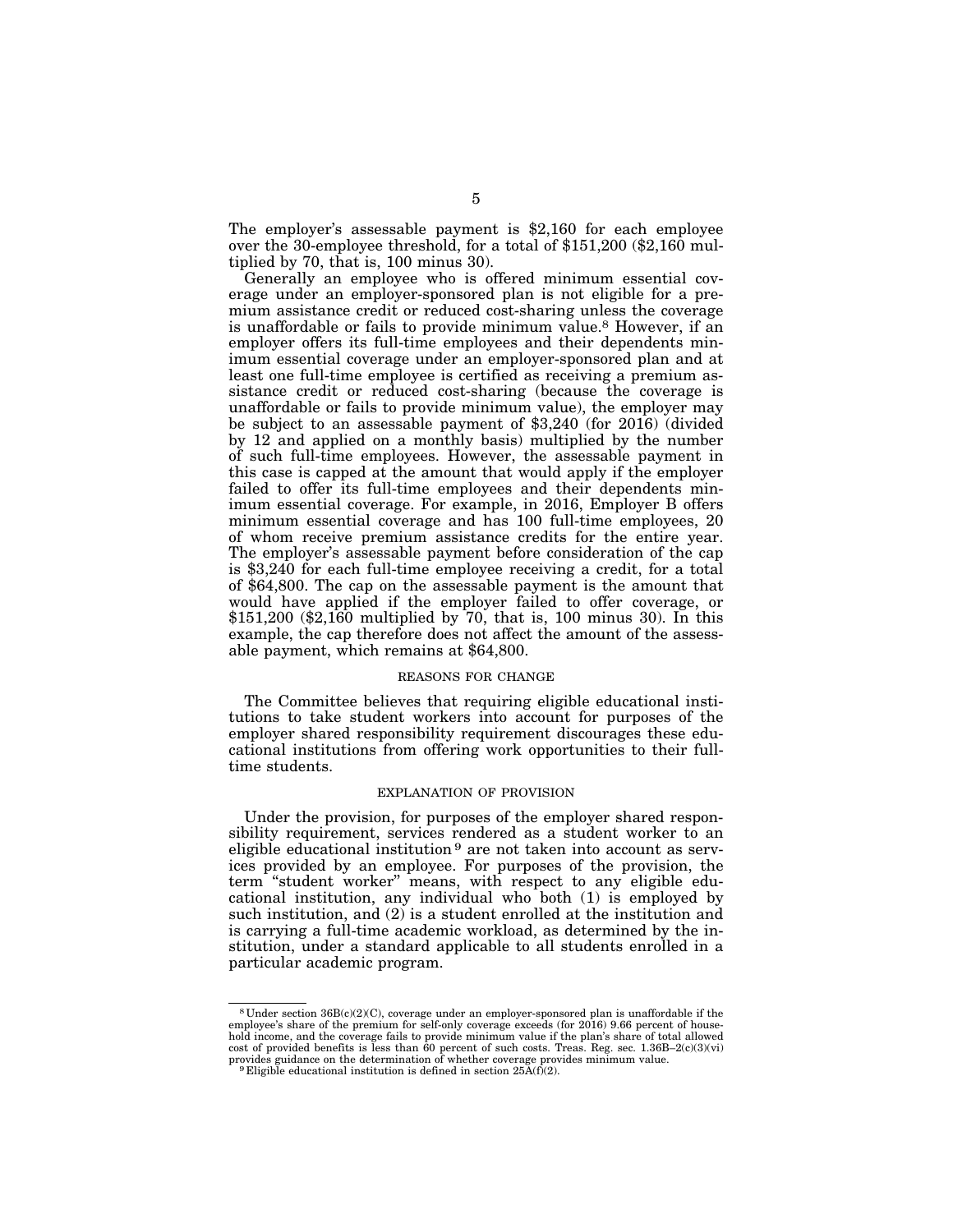The employer's assessable payment is $2,160 for each employee over the 30-employee threshold, for a total of $151,200 ($2,160 multiplied by 70, that is, 100 minus 30).

Generally an employee who is offered minimum essential coverage under an employer-sponsored plan is not eligible for a premium assistance credit or reduced cost-sharing unless the coverage is unaffordable or fails to provide minimum value.[8] However, if an employer offers its full-time employees and their dependents minimum essential coverage under an employer-sponsored plan and at least one full-time employee is certified as receiving a premium assistance credit or reduced cost-sharing (because the coverage is unaffordable or fails to provide minimum value), the employer may be subject to an assessable payment of $3,240 (for 2016) (divided by 12 and applied on a monthly basis) multiplied by the number of such full-time employees. However, the assessable payment in this case is capped at the amount that would apply if the employer failed to offer its full-time employees and their dependents minimum essential coverage. For example, in 2016, Employer B offers minimum essential coverage and has 100 full-time employees, 20 of whom receive premium assistance credits for the entire year. The employer's assessable payment before consideration of the cap is $3,240 for each full-time employee receiving a credit, for a total of $64,800. The cap on the assessable payment is the amount that would have applied if the employer failed to offer coverage, or $151,200 ($2,160 multiplied by 70, that is, 100 minus 30). In this example, the cap therefore does not affect the amount of the assessable payment, which remains at $64,800.

### REASONS FOR CHANGE

The Committee believes that requiring eligible educational institutions to take student workers into account for purposes of the employer shared responsibility requirement discourages these educational institutions from offering work opportunities to their full-time students.

### EXPLANATION OF PROVISION

Under the provision, for purposes of the employer shared responsibility requirement, services rendered as a student worker to an eligible educational institution[9] are not taken into account as services provided by an employee. For purposes of the provision, the term "student worker" means, with respect to any eligible educational institution, any individual who both (1) is employed by such institution, and (2) is a student enrolled at the institution and is carrying a full-time academic workload, as determined by the institution, under a standard applicable to all students enrolled in a particular academic program.

---

[8] Under section 36B(c)(2)(C), coverage under an employer-sponsored plan is unaffordable if the employee's share of the premium for self-only coverage exceeds (for 2016) 9.66 percent of household income, and the coverage fails to provide minimum value if the plan's share of total allowed cost of provided benefits is less than 60 percent of such costs. Treas. Reg. sec. 1.36B–2(c)(3)(vi) provides guidance on the determination of whether coverage provides minimum value.

[9] Eligible educational institution is defined in section 25A(f)(2).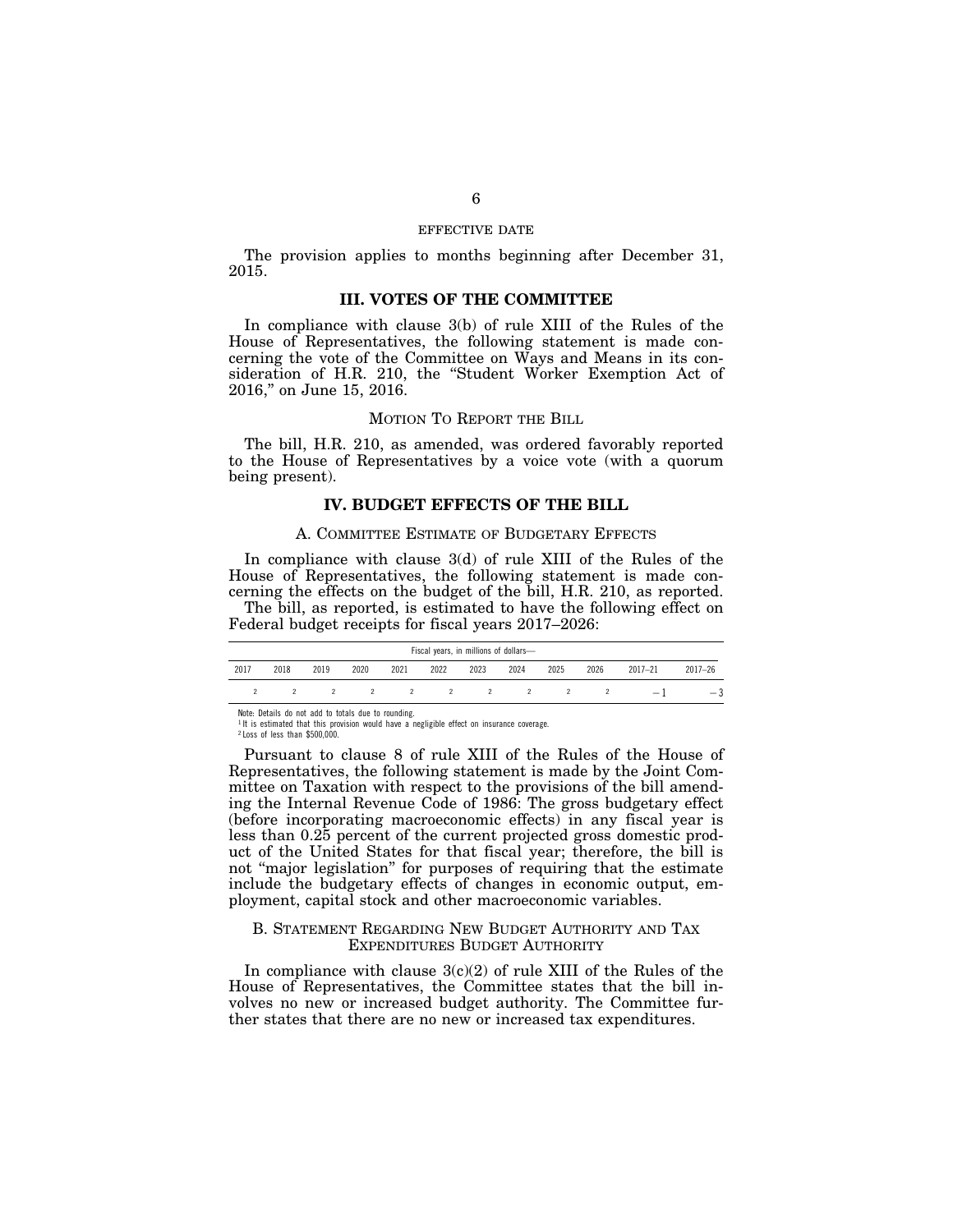EFFECTIVE DATE

The provision applies to months beginning after December 31, 2015.

## III. VOTES OF THE COMMITTEE

In compliance with clause 3(b) of rule XIII of the Rules of the House of Representatives, the following statement is made concerning the vote of the Committee on Ways and Means in its consideration of H.R. 210, the "Student Worker Exemption Act of 2016," on June 15, 2016.

MOTION TO REPORT THE BILL

The bill, H.R. 210, as amended, was ordered favorably reported to the House of Representatives by a voice vote (with a quorum being present).

## IV. BUDGET EFFECTS OF THE BILL

### A. COMMITTEE ESTIMATE OF BUDGETARY EFFECTS

In compliance with clause 3(d) of rule XIII of the Rules of the House of Representatives, the following statement is made concerning the effects on the budget of the bill, H.R. 210, as reported.

The bill, as reported, is estimated to have the following effect on Federal budget receipts for fiscal years 2017–2026:

| Fiscal years, in millions of dollars— | | | | | | | | | | | |
|---|---|---|---|---|---|---|---|---|---|---|---|
| 2017 | 2018 | 2019 | 2020 | 2021 | 2022 | 2023 | 2024 | 2025 | 2026 | 2017–21 | 2017–26 |
| 2 | 2 | 2 | 2 | 2 | 2 | 2 | 2 | 2 | 2 | −1 | −3 |

Note: Details do not add to totals due to rounding.
[1] It is estimated that this provision would have a negligible effect on insurance coverage.
[2] Loss of less than $500,000.

Pursuant to clause 8 of rule XIII of the Rules of the House of Representatives, the following statement is made by the Joint Committee on Taxation with respect to the provisions of the bill amending the Internal Revenue Code of 1986: The gross budgetary effect (before incorporating macroeconomic effects) in any fiscal year is less than 0.25 percent of the current projected gross domestic product of the United States for that fiscal year; therefore, the bill is not "major legislation" for purposes of requiring that the estimate include the budgetary effects of changes in economic output, employment, capital stock and other macroeconomic variables.

### B. STATEMENT REGARDING NEW BUDGET AUTHORITY AND TAX EXPENDITURES BUDGET AUTHORITY

In compliance with clause 3(c)(2) of rule XIII of the Rules of the House of Representatives, the Committee states that the bill involves no new or increased budget authority. The Committee further states that there are no new or increased tax expenditures.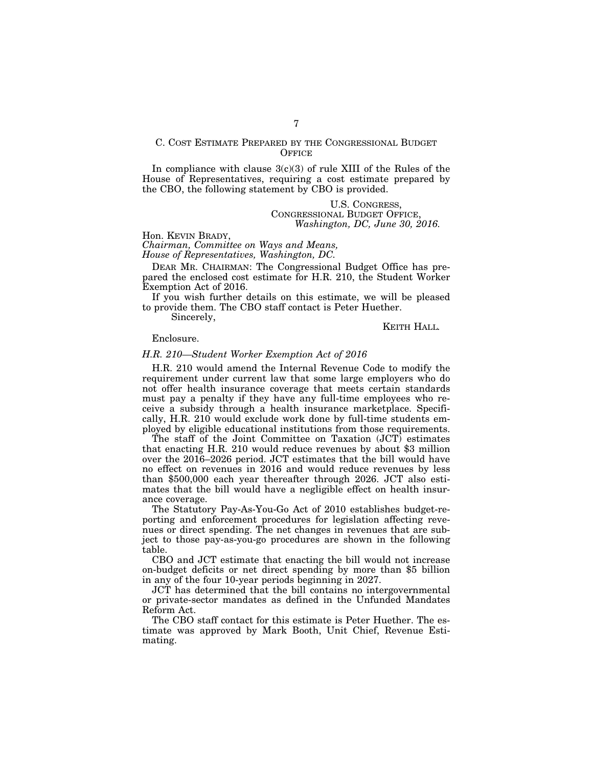## C. COST ESTIMATE PREPARED BY THE CONGRESSIONAL BUDGET OFFICE

In compliance with clause 3(c)(3) of rule XIII of the Rules of the House of Representatives, requiring a cost estimate prepared by the CBO, the following statement by CBO is provided.

U.S. CONGRESS,
CONGRESSIONAL BUDGET OFFICE,
*Washington, DC, June 30, 2016.*

Hon. KEVIN BRADY,
*Chairman, Committee on Ways and Means,*
*House of Representatives, Washington, DC.*

DEAR MR. CHAIRMAN: The Congressional Budget Office has prepared the enclosed cost estimate for H.R. 210, the Student Worker Exemption Act of 2016.

If you wish further details on this estimate, we will be pleased to provide them. The CBO staff contact is Peter Huether.

Sincerely,

KEITH HALL.

Enclosure.

*H.R. 210—Student Worker Exemption Act of 2016*

H.R. 210 would amend the Internal Revenue Code to modify the requirement under current law that some large employers who do not offer health insurance coverage that meets certain standards must pay a penalty if they have any full-time employees who receive a subsidy through a health insurance marketplace. Specifically, H.R. 210 would exclude work done by full-time students employed by eligible educational institutions from those requirements.

The staff of the Joint Committee on Taxation (JCT) estimates that enacting H.R. 210 would reduce revenues by about $3 million over the 2016–2026 period. JCT estimates that the bill would have no effect on revenues in 2016 and would reduce revenues by less than $500,000 each year thereafter through 2026. JCT also estimates that the bill would have a negligible effect on health insurance coverage.

The Statutory Pay-As-You-Go Act of 2010 establishes budget-reporting and enforcement procedures for legislation affecting revenues or direct spending. The net changes in revenues that are subject to those pay-as-you-go procedures are shown in the following table.

CBO and JCT estimate that enacting the bill would not increase on-budget deficits or net direct spending by more than $5 billion in any of the four 10-year periods beginning in 2027.

JCT has determined that the bill contains no intergovernmental or private-sector mandates as defined in the Unfunded Mandates Reform Act.

The CBO staff contact for this estimate is Peter Huether. The estimate was approved by Mark Booth, Unit Chief, Revenue Estimating.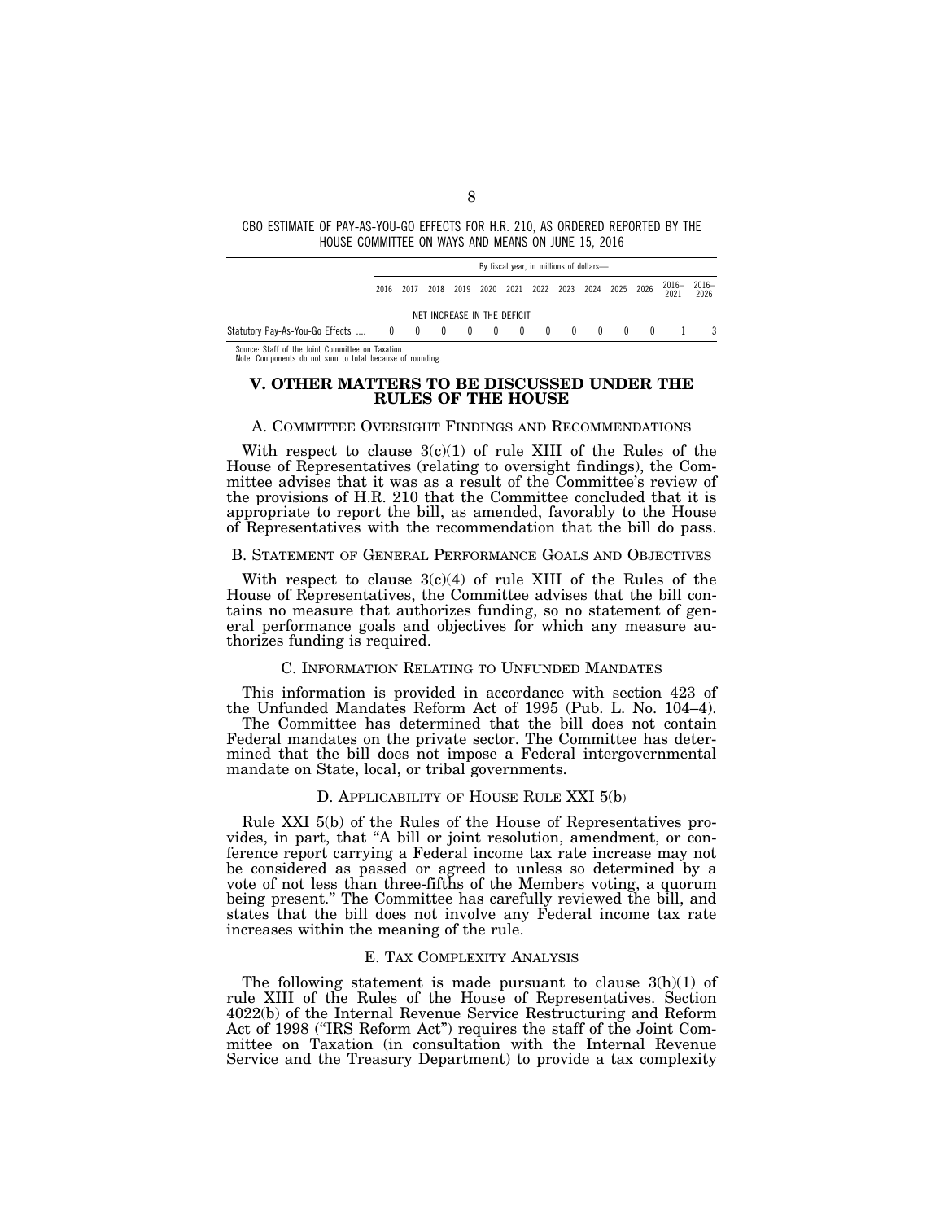CBO ESTIMATE OF PAY-AS-YOU-GO EFFECTS FOR H.R. 210, AS ORDERED REPORTED BY THE HOUSE COMMITTEE ON WAYS AND MEANS ON JUNE 15, 2016

| | By fiscal year, in millions of dollars— | | | | | | | | | | | | |
|---|---|---|---|---|---|---|---|---|---|---|---|---|---|
| | 2016 | 2017 | 2018 | 2019 | 2020 | 2021 | 2022 | 2023 | 2024 | 2025 | 2026 | 2016–2021 | 2016–2026 |
| | NET INCREASE IN THE DEFICIT | | | | | | | | | | | | |
| Statutory Pay-As-You-Go Effects .... | 0 | 0 | 0 | 0 | 0 | 0 | 0 | 0 | 0 | 0 | 0 | 1 | 3 |

Source: Staff of the Joint Committee on Taxation.
Note: Components do not sum to total because of rounding.

## V. OTHER MATTERS TO BE DISCUSSED UNDER THE RULES OF THE HOUSE

### A. Committee Oversight Findings and Recommendations

With respect to clause 3(c)(1) of rule XIII of the Rules of the House of Representatives (relating to oversight findings), the Committee advises that it was as a result of the Committee's review of the provisions of H.R. 210 that the Committee concluded that it is appropriate to report the bill, as amended, favorably to the House of Representatives with the recommendation that the bill do pass.

### B. Statement of General Performance Goals and Objectives

With respect to clause 3(c)(4) of rule XIII of the Rules of the House of Representatives, the Committee advises that the bill contains no measure that authorizes funding, so no statement of general performance goals and objectives for which any measure authorizes funding is required.

### C. Information Relating to Unfunded Mandates

This information is provided in accordance with section 423 of the Unfunded Mandates Reform Act of 1995 (Pub. L. No. 104–4).

The Committee has determined that the bill does not contain Federal mandates on the private sector. The Committee has determined that the bill does not impose a Federal intergovernmental mandate on State, local, or tribal governments.

### D. Applicability of House Rule XXI 5(b)

Rule XXI 5(b) of the Rules of the House of Representatives provides, in part, that "A bill or joint resolution, amendment, or conference report carrying a Federal income tax rate increase may not be considered as passed or agreed to unless so determined by a vote of not less than three-fifths of the Members voting, a quorum being present." The Committee has carefully reviewed the bill, and states that the bill does not involve any Federal income tax rate increases within the meaning of the rule.

### E. Tax Complexity Analysis

The following statement is made pursuant to clause 3(h)(1) of rule XIII of the Rules of the House of Representatives. Section 4022(b) of the "Internal Revenue Service Restructuring and Reform Act of 1998 ("IRS Reform Act") requires the staff of the Joint Committee on Taxation (in consultation with the Internal Revenue Service and the Treasury Department) to provide a tax complexity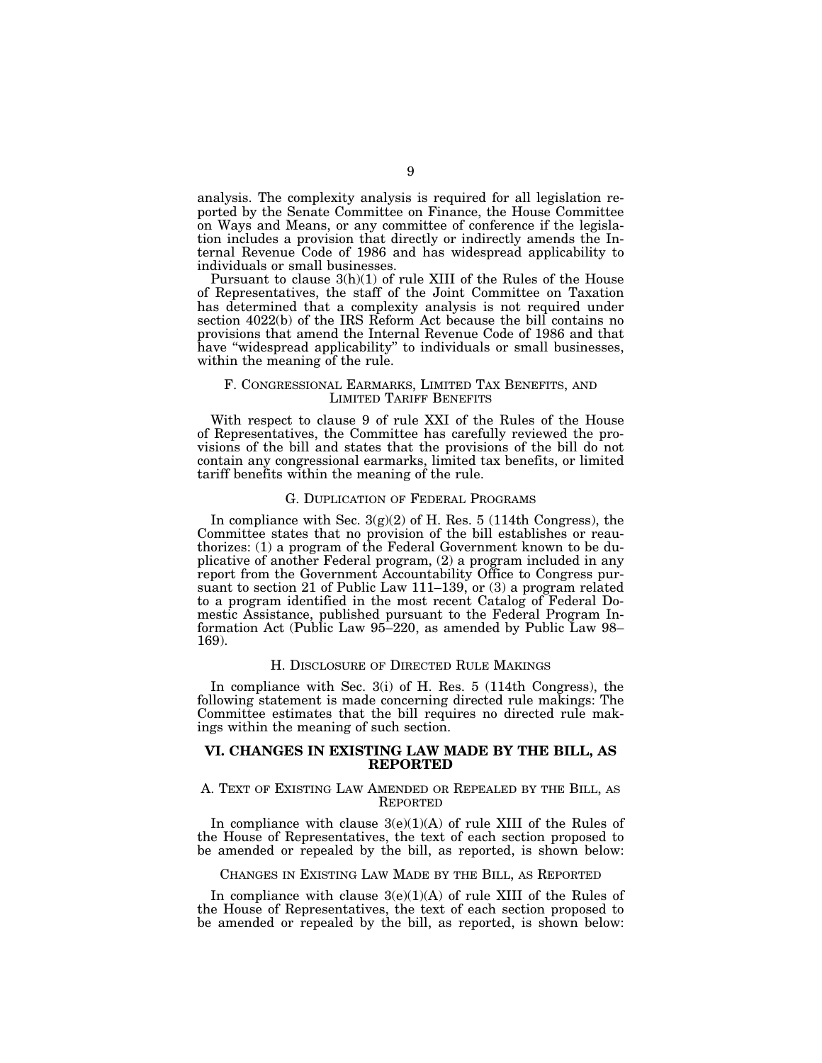analysis. The complexity analysis is required for all legislation reported by the Senate Committee on Finance, the House Committee on Ways and Means, or any committee of conference if the legislation includes a provision that directly or indirectly amends the Internal Revenue Code of 1986 and has widespread applicability to individuals or small businesses.

Pursuant to clause 3(h)(1) of rule XIII of the Rules of the House of Representatives, the staff of the Joint Committee on Taxation has determined that a complexity analysis is not required under section 4022(b) of the IRS Reform Act because the bill contains no provisions that amend the Internal Revenue Code of 1986 and that have "widespread applicability" to individuals or small businesses, within the meaning of the rule.

### F. Congressional Earmarks, Limited Tax Benefits, and Limited Tariff Benefits

With respect to clause 9 of rule XXI of the Rules of the House of Representatives, the Committee has carefully reviewed the provisions of the bill and states that the provisions of the bill do not contain any congressional earmarks, limited tax benefits, or limited tariff benefits within the meaning of the rule.

### G. Duplication of Federal Programs

In compliance with Sec. 3(g)(2) of H. Res. 5 (114th Congress), the Committee states that no provision of the bill establishes or reauthorizes: (1) a program of the Federal Government known to be duplicative of another Federal program, (2) a program included in any report from the Government Accountability Office to Congress pursuant to section 21 of Public Law 111–139, or (3) a program related to a program identified in the most recent Catalog of Federal Domestic Assistance, published pursuant to the Federal Program Information Act (Public Law 95–220, as amended by Public Law 98–169).

### H. Disclosure of Directed Rule Makings

In compliance with Sec. 3(i) of H. Res. 5 (114th Congress), the following statement is made concerning directed rule makings: The Committee estimates that the bill requires no directed rule makings within the meaning of such section.

## VI. CHANGES IN EXISTING LAW MADE BY THE BILL, AS REPORTED

### A. Text of Existing Law Amended or Repealed by the Bill, as Reported

In compliance with clause 3(e)(1)(A) of rule XIII of the Rules of the House of Representatives, the text of each section proposed to be amended or repealed by the bill, as reported, is shown below:

### Changes in Existing Law Made by the Bill, as Reported

In compliance with clause 3(e)(1)(A) of rule XIII of the Rules of the House of Representatives, the text of each section proposed to be amended or repealed by the bill, as reported, is shown below: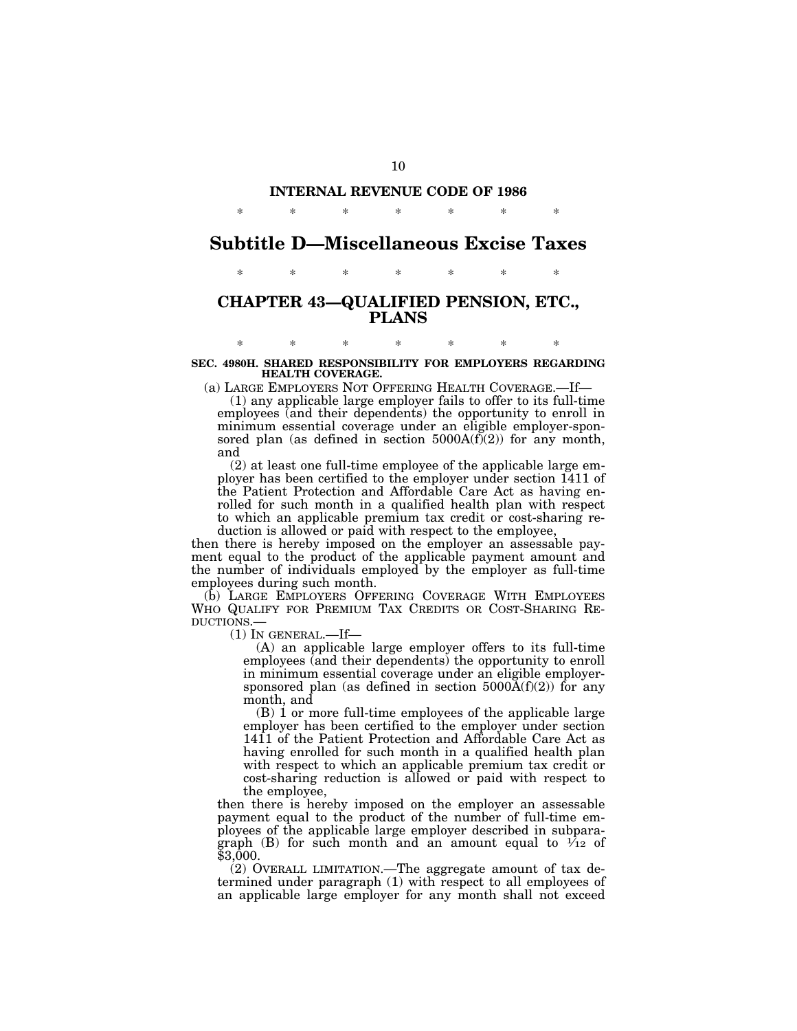**INTERNAL REVENUE CODE OF 1986**

\* \* \* \* \* \* \*

# Subtitle D—Miscellaneous Excise Taxes

\* \* \* \* \* \* \*

## CHAPTER 43—QUALIFIED PENSION, ETC., PLANS

\* \* \* \* \* \* \*

**SEC. 4980H. SHARED RESPONSIBILITY FOR EMPLOYERS REGARDING HEALTH COVERAGE.**

(a) LARGE EMPLOYERS NOT OFFERING HEALTH COVERAGE.—If—

(1) any applicable large employer fails to offer to its full-time employees (and their dependents) the opportunity to enroll in minimum essential coverage under an eligible employer-sponsored plan (as defined in section 5000A(f)(2)) for any month, and

(2) at least one full-time employee of the applicable large employer has been certified to the employer under section 1411 of the Patient Protection and Affordable Care Act as having enrolled for such month in a qualified health plan with respect to which an applicable premium tax credit or cost-sharing reduction is allowed or paid with respect to the employee,

then there is hereby imposed on the employer an assessable payment equal to the product of the applicable payment amount and the number of individuals employed by the employer as full-time employees during such month.

(b) LARGE EMPLOYERS OFFERING COVERAGE WITH EMPLOYEES WHO QUALIFY FOR PREMIUM TAX CREDITS OR COST-SHARING REDUCTIONS.—

(1) IN GENERAL.—If—

(A) an applicable large employer offers to its full-time employees (and their dependents) the opportunity to enroll in minimum essential coverage under an eligible employer-sponsored plan (as defined in section 5000A(f)(2)) for any month, and

(B) 1 or more full-time employees of the applicable large employer has been certified to the employer under section 1411 of the Patient Protection and Affordable Care Act as having enrolled for such month in a qualified health plan with respect to which an applicable premium tax credit or cost-sharing reduction is allowed or paid with respect to the employee,

then there is hereby imposed on the employer an assessable payment equal to the product of the number of full-time employees of the applicable large employer described in subparagraph (B) for such month and an amount equal to $\frac{1}{12}$ of $3,000.

(2) OVERALL LIMITATION.—The aggregate amount of tax determined under paragraph (1) with respect to all employees of an applicable large employer for any month shall not exceed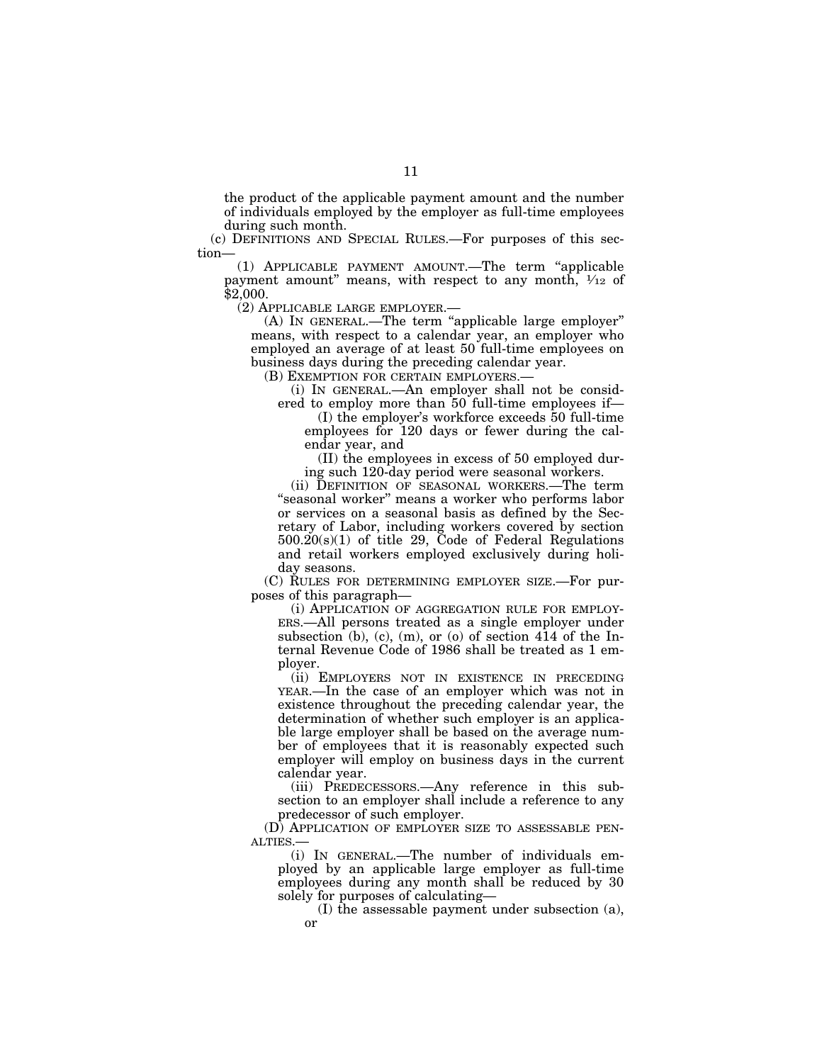the product of the applicable payment amount and the number of individuals employed by the employer as full-time employees during such month.

(c) DEFINITIONS AND SPECIAL RULES.—For purposes of this section—

(1) APPLICABLE PAYMENT AMOUNT.—The term "applicable payment amount" means, with respect to any month, $1/12$ of $2,000.

(2) APPLICABLE LARGE EMPLOYER.—

(A) IN GENERAL.—The term "applicable large employer" means, with respect to a calendar year, an employer who employed an average of at least 50 full-time employees on business days during the preceding calendar year.

(B) EXEMPTION FOR CERTAIN EMPLOYERS.—

(i) IN GENERAL.—An employer shall not be considered to employ more than 50 full-time employees if—

(I) the employer's workforce exceeds 50 full-time employees for 120 days or fewer during the calendar year, and

(II) the employees in excess of 50 employed during such 120-day period were seasonal workers.

(ii) DEFINITION OF SEASONAL WORKERS.—The term "seasonal worker" means a worker who performs labor or services on a seasonal basis as defined by the Secretary of Labor, including workers covered by section 500.20(s)(1) of title 29, Code of Federal Regulations and retail workers employed exclusively during holiday seasons.

(C) RULES FOR DETERMINING EMPLOYER SIZE.—For purposes of this paragraph—

(i) APPLICATION OF AGGREGATION RULE FOR EMPLOYERS.—All persons treated as a single employer under subsection (b), (c), (m), or (o) of section 414 of the Internal Revenue Code of 1986 shall be treated as 1 employer.

(ii) EMPLOYERS NOT IN EXISTENCE IN PRECEDING YEAR.—In the case of an employer which was not in existence throughout the preceding calendar year, the determination of whether such employer is an applicable large employer shall be based on the average number of employees that it is reasonably expected such employer will employ on business days in the current calendar year.

(iii) PREDECESSORS.—Any reference in this subsection to an employer shall include a reference to any predecessor of such employer.

(D) APPLICATION OF EMPLOYER SIZE TO ASSESSABLE PENALTIES.—

(i) IN GENERAL.—The number of individuals employed by an applicable large employer as full-time employees during any month shall be reduced by 30 solely for purposes of calculating—

(I) the assessable payment under subsection (a), or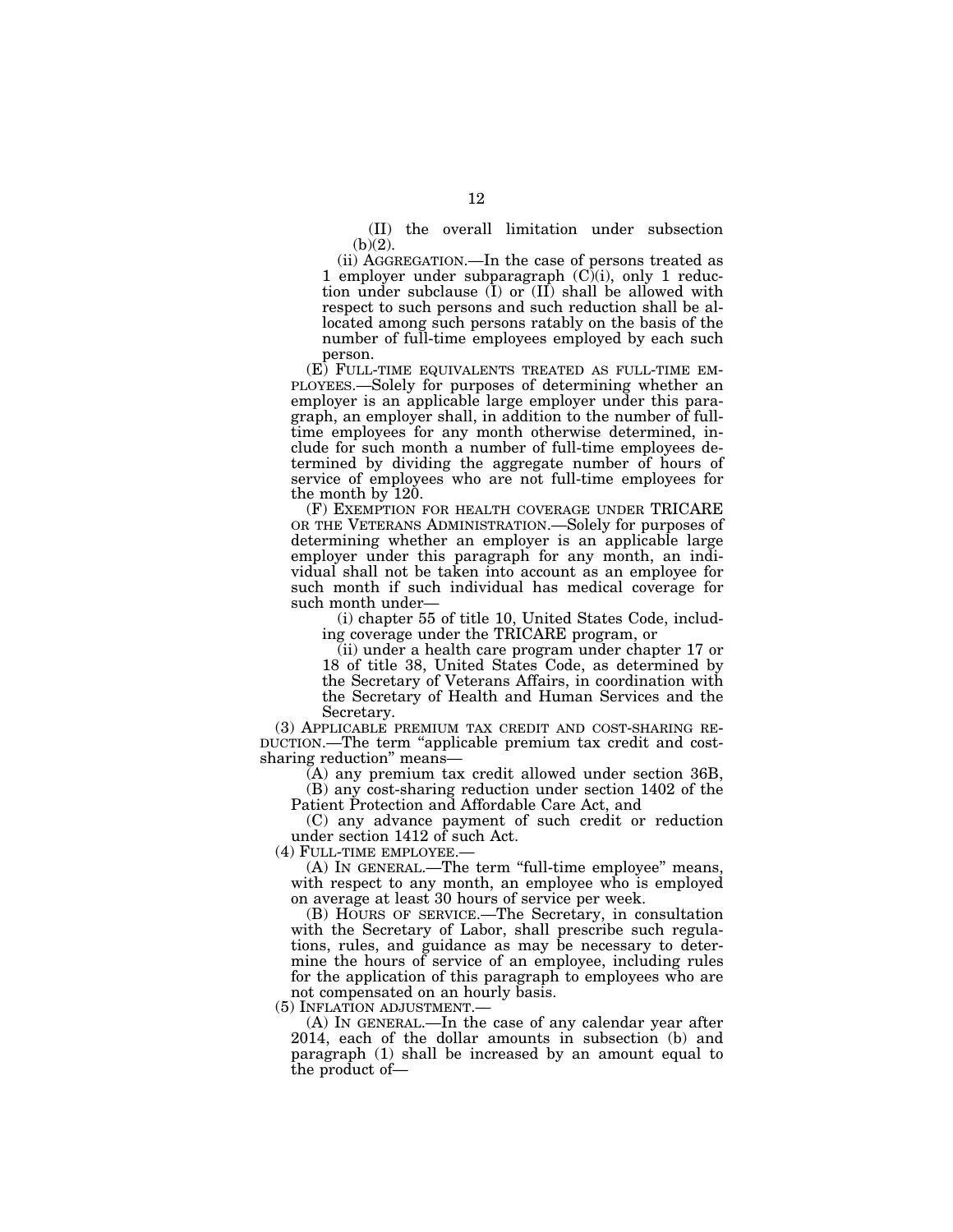(II) the overall limitation under subsection (b)(2).

(ii) AGGREGATION.—In the case of persons treated as 1 employer under subparagraph (C)(i), only 1 reduction under subclause (I) or (II) shall be allowed with respect to such persons and such reduction shall be allocated among such persons ratably on the basis of the number of full-time employees employed by each such person.

(E) FULL-TIME EQUIVALENTS TREATED AS FULL-TIME EMPLOYEES.—Solely for purposes of determining whether an employer is an applicable large employer under this paragraph, an employer shall, in addition to the number of full-time employees for any month otherwise determined, include for such month a number of full-time employees determined by dividing the aggregate number of hours of service of employees who are not full-time employees for the month by 120.

(F) EXEMPTION FOR HEALTH COVERAGE UNDER TRICARE OR THE VETERANS ADMINISTRATION.—Solely for purposes of determining whether an employer is an applicable large employer under this paragraph for any month, an individual shall not be taken into account as an employee for such month if such individual has medical coverage for such month under—

(i) chapter 55 of title 10, United States Code, including coverage under the TRICARE program, or

(ii) under a health care program under chapter 17 or 18 of title 38, United States Code, as determined by the Secretary of Veterans Affairs, in coordination with the Secretary of Health and Human Services and the Secretary.

(3) APPLICABLE PREMIUM TAX CREDIT AND COST-SHARING REDUCTION.—The term "applicable premium tax credit and cost-sharing reduction" means—

(A) any premium tax credit allowed under section 36B,

(B) any cost-sharing reduction under section 1402 of the Patient Protection and Affordable Care Act, and

(C) any advance payment of such credit or reduction under section 1412 of such Act.

(4) FULL-TIME EMPLOYEE.—

(A) IN GENERAL.—The term "full-time employee" means, with respect to any month, an employee who is employed on average at least 30 hours of service per week.

(B) HOURS OF SERVICE.—The Secretary, in consultation with the Secretary of Labor, shall prescribe such regulations, rules, and guidance as may be necessary to determine the hours of service of an employee, including rules for the application of this paragraph to employees who are not compensated on an hourly basis.

(5) INFLATION ADJUSTMENT.—

(A) IN GENERAL.—In the case of any calendar year after 2014, each of the dollar amounts in subsection (b) and paragraph (1) shall be increased by an amount equal to the product of—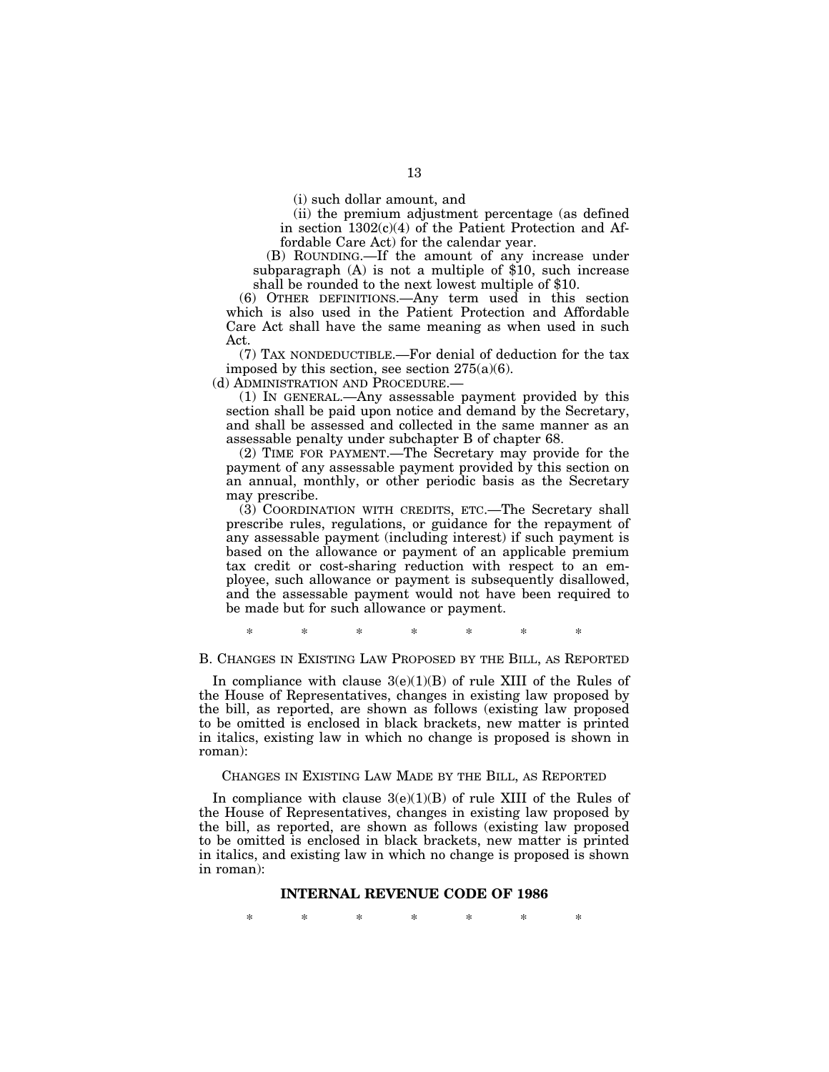(i) such dollar amount, and

(ii) the premium adjustment percentage (as defined in section 1302(c)(4) of the Patient Protection and Affordable Care Act) for the calendar year.

(B) ROUNDING.—If the amount of any increase under subparagraph (A) is not a multiple of $10, such increase shall be rounded to the next lowest multiple of $10.

(6) OTHER DEFINITIONS.—Any term used in this section which is also used in the Patient Protection and Affordable Care Act shall have the same meaning as when used in such Act.

(7) TAX NONDEDUCTIBLE.—For denial of deduction for the tax imposed by this section, see section 275(a)(6).

(d) ADMINISTRATION AND PROCEDURE.—

(1) IN GENERAL.—Any assessable payment provided by this section shall be paid upon notice and demand by the Secretary, and shall be assessed and collected in the same manner as an assessable penalty under subchapter B of chapter 68.

(2) TIME FOR PAYMENT.—The Secretary may provide for the payment of any assessable payment provided by this section on an annual, monthly, or other periodic basis as the Secretary may prescribe.

(3) COORDINATION WITH CREDITS, ETC.—The Secretary shall prescribe rules, regulations, or guidance for the repayment of any assessable payment (including interest) if such payment is based on the allowance or payment of an applicable premium tax credit or cost-sharing reduction with respect to an employee, such allowance or payment is subsequently disallowed, and the assessable payment would not have been required to be made but for such allowance or payment.

\* \* \* \* \* \* \*

B. CHANGES IN EXISTING LAW PROPOSED BY THE BILL, AS REPORTED

In compliance with clause 3(e)(1)(B) of rule XIII of the Rules of the House of Representatives, changes in existing law proposed by the bill, as reported, are shown as follows (existing law proposed to be omitted is enclosed in black brackets, new matter is printed in italics, existing law in which no change is proposed is shown in roman):

CHANGES IN EXISTING LAW MADE BY THE BILL, AS REPORTED

In compliance with clause 3(e)(1)(B) of rule XIII of the Rules of the House of Representatives, changes in existing law proposed by the bill, as reported, are shown as follows (existing law proposed to be omitted is enclosed in black brackets, new matter is printed in italics, and existing law in which no change is proposed is shown in roman):

## INTERNAL REVENUE CODE OF 1986

\* \* \* \* \* \* \*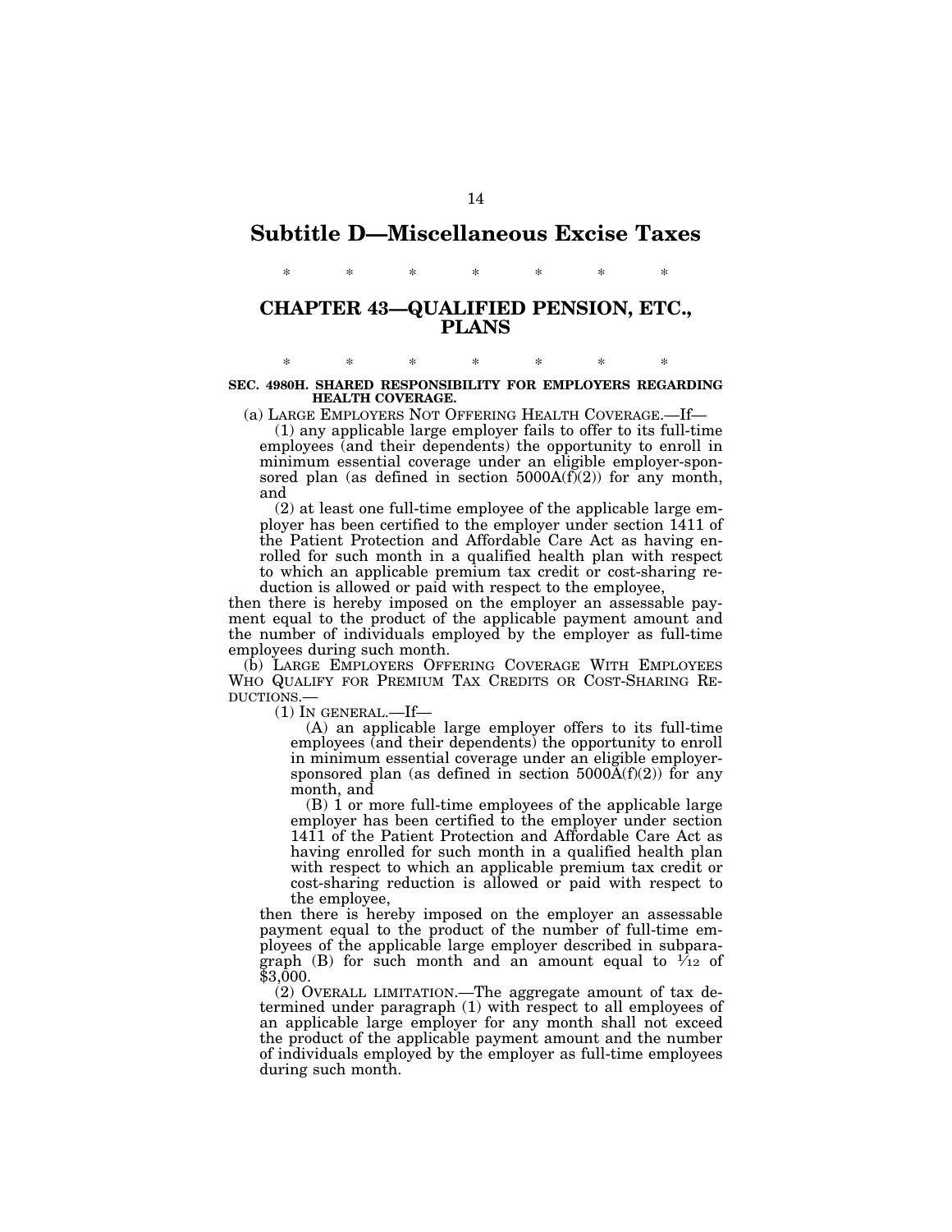# Subtitle D—Miscellaneous Excise Taxes

\* \* \* \* \* \* \*

## CHAPTER 43—QUALIFIED PENSION, ETC., PLANS

\* \* \* \* \* \* \*

**SEC. 4980H. SHARED RESPONSIBILITY FOR EMPLOYERS REGARDING HEALTH COVERAGE.**

(a) LARGE EMPLOYERS NOT OFFERING HEALTH COVERAGE.—If—

(1) any applicable large employer fails to offer to its full-time employees (and their dependents) the opportunity to enroll in minimum essential coverage under an eligible employer-sponsored plan (as defined in section 5000A(f)(2)) for any month, and

(2) at least one full-time employee of the applicable large employer has been certified to the employer under section 1411 of the Patient Protection and Affordable Care Act as having enrolled for such month in a qualified health plan with respect to which an applicable premium tax credit or cost-sharing reduction is allowed or paid with respect to the employee,

then there is hereby imposed on the employer an assessable payment equal to the product of the applicable payment amount and the number of individuals employed by the employer as full-time employees during such month.

(b) LARGE EMPLOYERS OFFERING COVERAGE WITH EMPLOYEES WHO QUALIFY FOR PREMIUM TAX CREDITS OR COST-SHARING REDUCTIONS.—

(1) IN GENERAL.—If—

(A) an applicable large employer offers to its full-time employees (and their dependents) the opportunity to enroll in minimum essential coverage under an eligible employer-sponsored plan (as defined in section 5000A(f)(2)) for any month, and

(B) 1 or more full-time employees of the applicable large employer has been certified to the employer under section 1411 of the Patient Protection and Affordable Care Act as having enrolled for such month in a qualified health plan with respect to which an applicable premium tax credit or cost-sharing reduction is allowed or paid with respect to the employee,

then there is hereby imposed on the employer an assessable payment equal to the product of the number of full-time employees of the applicable large employer described in subparagraph (B) for such month and an amount equal to $\frac{1}{12}$ of $3,000.

(2) OVERALL LIMITATION.—The aggregate amount of tax determined under paragraph (1) with respect to all employees of an applicable large employer for any month shall not exceed the product of the applicable payment amount and the number of individuals employed by the employer as full-time employees during such month.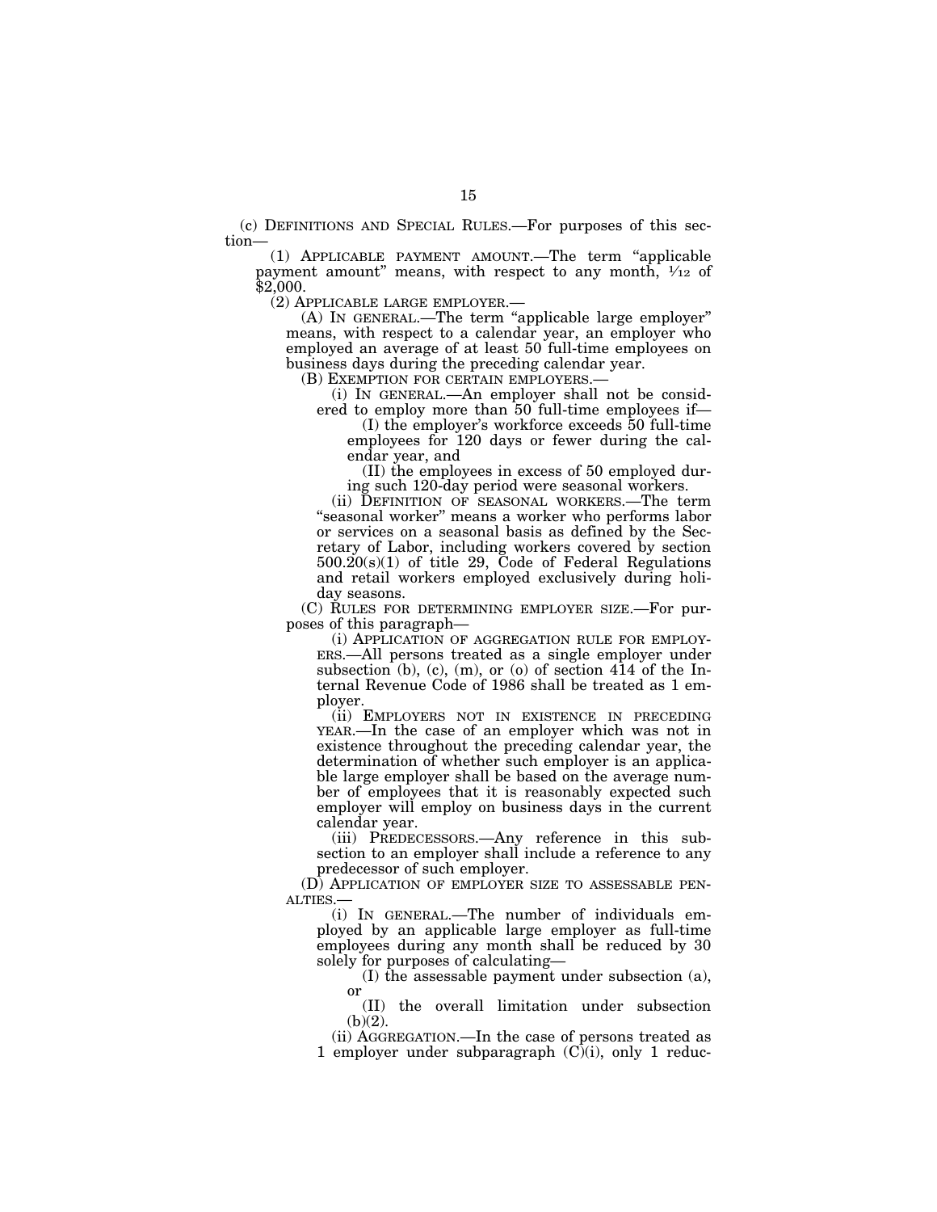(c) DEFINITIONS AND SPECIAL RULES.—For purposes of this section—

(1) APPLICABLE PAYMENT AMOUNT.—The term "applicable payment amount" means, with respect to any month, $\frac{1}{12}$ of $2,000.

(2) APPLICABLE LARGE EMPLOYER.—

(A) IN GENERAL.—The term "applicable large employer" means, with respect to a calendar year, an employer who employed an average of at least 50 full-time employees on business days during the preceding calendar year.

(B) EXEMPTION FOR CERTAIN EMPLOYERS.—

(i) IN GENERAL.—An employer shall not be considered to employ more than 50 full-time employees if—

(I) the employer's workforce exceeds 50 full-time employees for 120 days or fewer during the calendar year, and

(II) the employees in excess of 50 employed during such 120-day period were seasonal workers.

(ii) DEFINITION OF SEASONAL WORKERS.—The term "seasonal worker" means a worker who performs labor or services on a seasonal basis as defined by the Secretary of Labor, including workers covered by section 500.20(s)(1) of title 29, Code of Federal Regulations and retail workers employed exclusively during holiday seasons.

(C) RULES FOR DETERMINING EMPLOYER SIZE.—For purposes of this paragraph—

(i) APPLICATION OF AGGREGATION RULE FOR EMPLOYERS.—All persons treated as a single employer under subsection (b), (c), (m), or (o) of section 414 of the Internal Revenue Code of 1986 shall be treated as 1 employer.

(ii) EMPLOYERS NOT IN EXISTENCE IN PRECEDING YEAR.—In the case of an employer which was not in existence throughout the preceding calendar year, the determination of whether such employer is an applicable large employer shall be based on the average number of employees that it is reasonably expected such employer will employ on business days in the current calendar year.

(iii) PREDECESSORS.—Any reference in this subsection to an employer shall include a reference to any predecessor of such employer.

(D) APPLICATION OF EMPLOYER SIZE TO ASSESSABLE PENALTIES.—

(i) IN GENERAL.—The number of individuals employed by an applicable large employer as full-time employees during any month shall be reduced by 30 solely for purposes of calculating—

(I) the assessable payment under subsection (a), or

(II) the overall limitation under subsection (b)(2).

(ii) AGGREGATION.—In the case of persons treated as 1 employer under subparagraph (C)(i), only 1 reduc-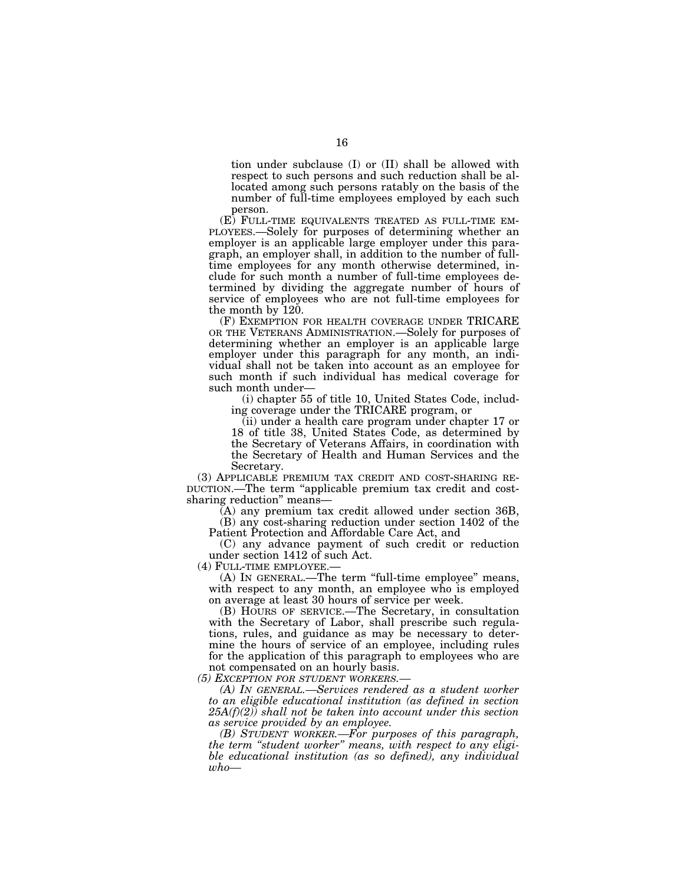tion under subclause (I) or (II) shall be allowed with respect to such persons and such reduction shall be allocated among such persons ratably on the basis of the number of full-time employees employed by each such person.

(E) FULL-TIME EQUIVALENTS TREATED AS FULL-TIME EMPLOYEES.—Solely for purposes of determining whether an employer is an applicable large employer under this paragraph, an employer shall, in addition to the number of full-time employees for any month otherwise determined, include for such month a number of full-time employees determined by dividing the aggregate number of hours of service of employees who are not full-time employees for the month by 120.

(F) EXEMPTION FOR HEALTH COVERAGE UNDER TRICARE OR THE VETERANS ADMINISTRATION.—Solely for purposes of determining whether an employer is an applicable large employer under this paragraph for any month, an individual shall not be taken into account as an employee for such month if such individual has medical coverage for such month under—

(i) chapter 55 of title 10, United States Code, including coverage under the TRICARE program, or

(ii) under a health care program under chapter 17 or 18 of title 38, United States Code, as determined by the Secretary of Veterans Affairs, in coordination with the Secretary of Health and Human Services and the Secretary.

(3) APPLICABLE PREMIUM TAX CREDIT AND COST-SHARING REDUCTION.—The term "applicable premium tax credit and cost-sharing reduction" means—

(A) any premium tax credit allowed under section 36B,

(B) any cost-sharing reduction under section 1402 of the Patient Protection and Affordable Care Act, and

(C) any advance payment of such credit or reduction under section 1412 of such Act.

(4) FULL-TIME EMPLOYEE.—

(A) IN GENERAL.—The term "full-time employee" means, with respect to any month, an employee who is employed on average at least 30 hours of service per week.

(B) HOURS OF SERVICE.—The Secretary, in consultation with the Secretary of Labor, shall prescribe such regulations, rules, and guidance as may be necessary to determine the hours of service of an employee, including rules for the application of this paragraph to employees who are not compensated on an hourly basis.

*(5) EXCEPTION FOR STUDENT WORKERS.—*

*(A) IN GENERAL.—Services rendered as a student worker to an eligible educational institution (as defined in section 25A(f)(2)) shall not be taken into account under this section as service provided by an employee.*

*(B) STUDENT WORKER.—For purposes of this paragraph, the term "student worker" means, with respect to any eligible educational institution (as so defined), any individual who—*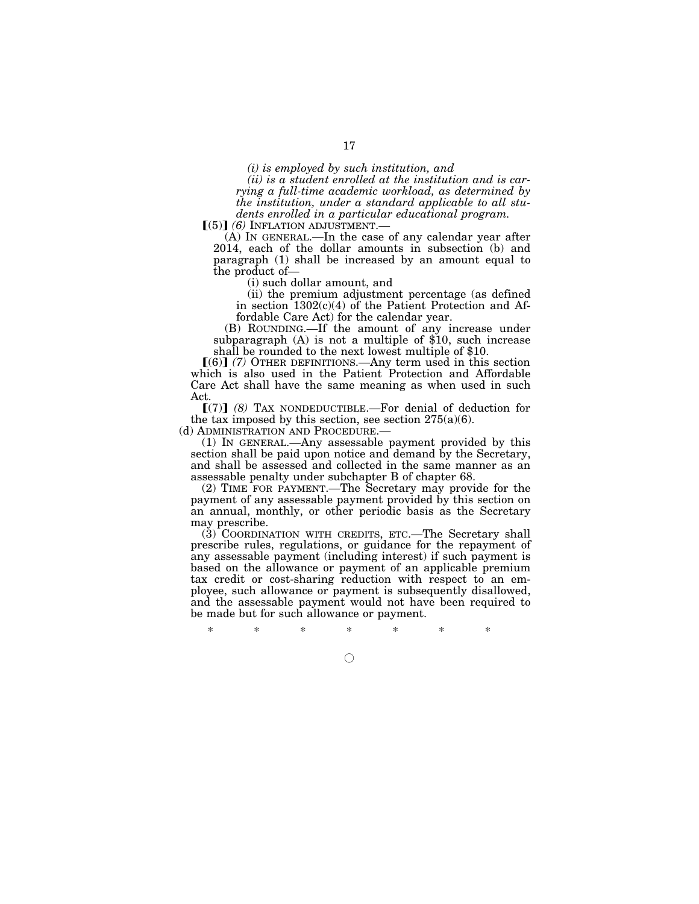*(i) is employed by such institution, and*

*(ii) is a student enrolled at the institution and is carrying a full-time academic workload, as determined by the institution, under a standard applicable to all students enrolled in a particular educational program.*

【(5)】 *(6)* INFLATION ADJUSTMENT.—

(A) IN GENERAL.—In the case of any calendar year after 2014, each of the dollar amounts in subsection (b) and paragraph (1) shall be increased by an amount equal to the product of—

(i) such dollar amount, and

(ii) the premium adjustment percentage (as defined in section 1302(c)(4) of the Patient Protection and Affordable Care Act) for the calendar year.

(B) ROUNDING.—If the amount of any increase under subparagraph (A) is not a multiple of $10, such increase shall be rounded to the next lowest multiple of $10.

【(6)】 *(7)* OTHER DEFINITIONS.—Any term used in this section which is also used in the Patient Protection and Affordable Care Act shall have the same meaning as when used in such Act.

【(7)】 *(8)* TAX NONDEDUCTIBLE.—For denial of deduction for the tax imposed by this section, see section 275(a)(6).

(d) ADMINISTRATION AND PROCEDURE.—

(1) IN GENERAL.—Any assessable payment provided by this section shall be paid upon notice and demand by the Secretary, and shall be assessed and collected in the same manner as an assessable penalty under subchapter B of chapter 68.

(2) TIME FOR PAYMENT.—The Secretary may provide for the payment of any assessable payment provided by this section on an annual, monthly, or other periodic basis as the Secretary may prescribe.

(3) COORDINATION WITH CREDITS, ETC.—The Secretary shall prescribe rules, regulations, or guidance for the repayment of any assessable payment (including interest) if such payment is based on the allowance or payment of an applicable premium tax credit or cost-sharing reduction with respect to an employee, such allowance or payment is subsequently disallowed, and the assessable payment would not have been required to be made but for such allowance or payment.

\* \* \* \* \* \* \*

○